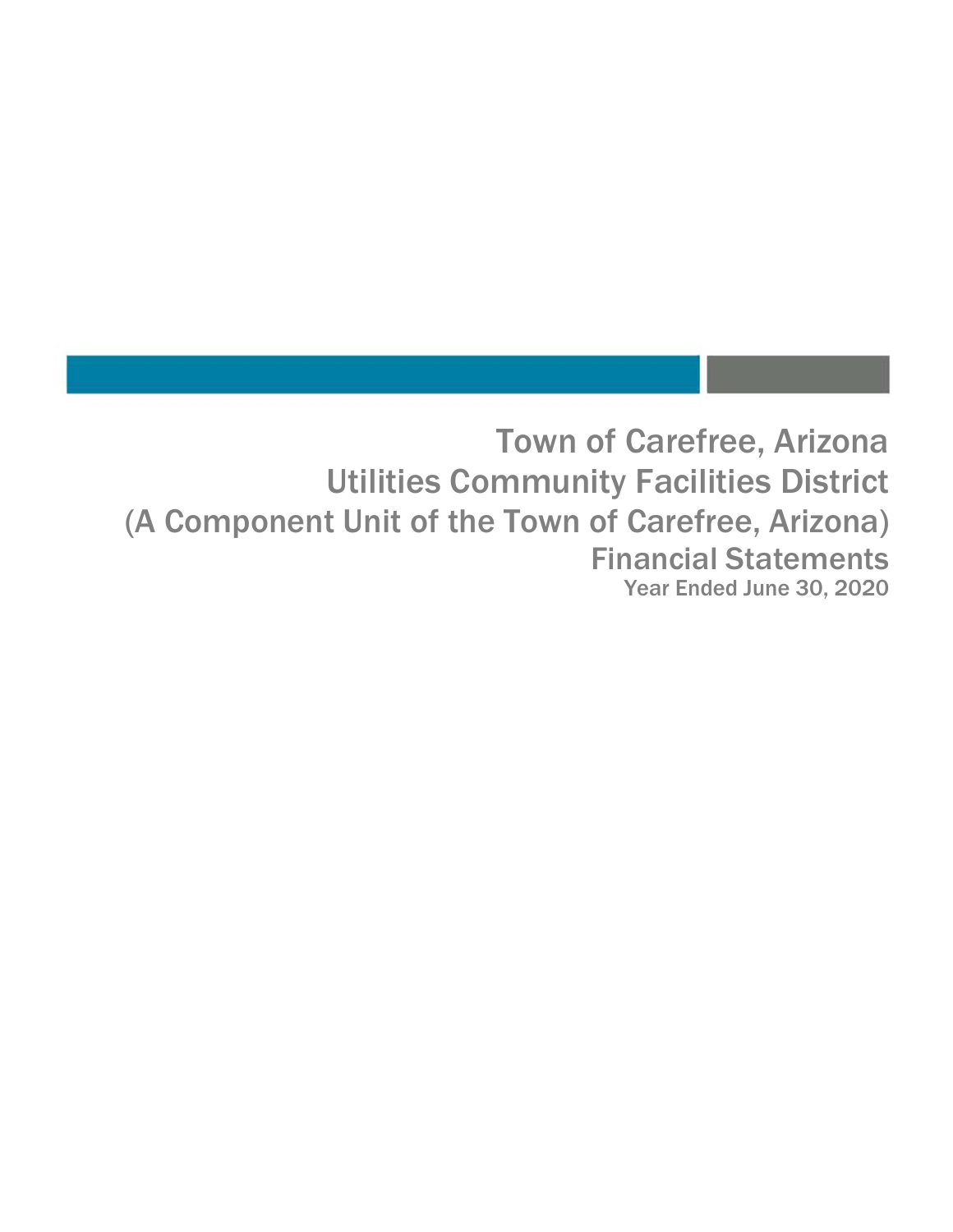# Town of Carefree, Arizona
# Utilities Community Facilities District
# (A Component Unit of the Town of Carefree, Arizona)
# Financial Statements

**Year Ended June 30, 2020**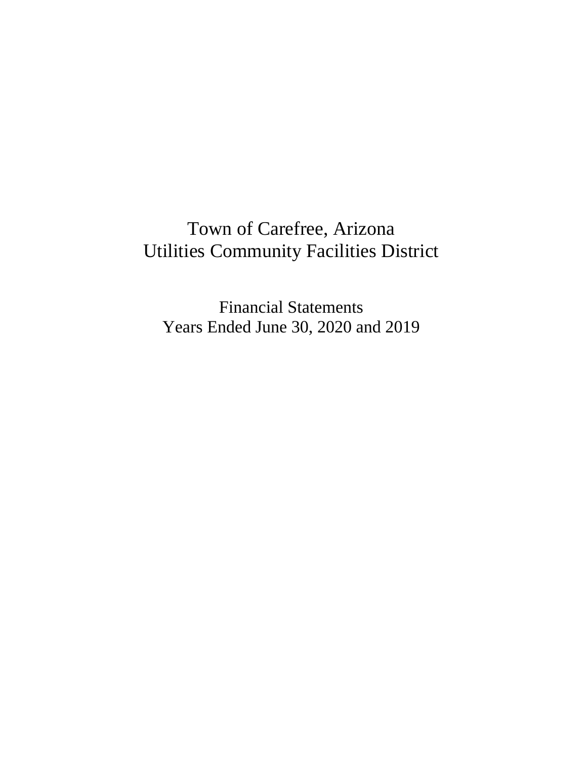# Town of Carefree, Arizona
# Utilities Community Facilities District

## Financial Statements
## Years Ended June 30, 2020 and 2019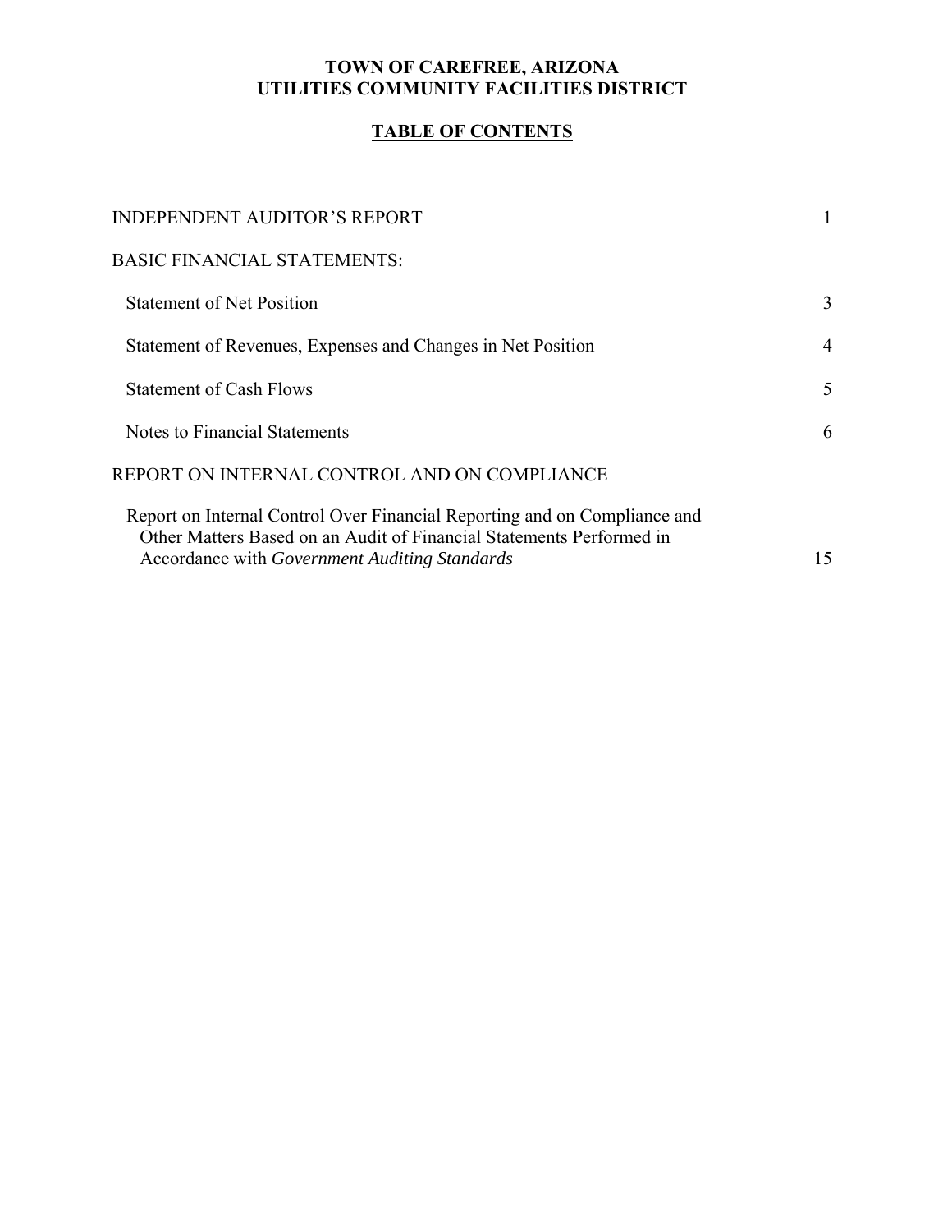# TOWN OF CAREFREE, ARIZONA
# UTILITIES COMMUNITY FACILITIES DISTRICT

## TABLE OF CONTENTS

| | |
|---|---|
| INDEPENDENT AUDITOR'S REPORT | 1 |
| BASIC FINANCIAL STATEMENTS: | |
| Statement of Net Position | 3 |
| Statement of Revenues, Expenses and Changes in Net Position | 4 |
| Statement of Cash Flows | 5 |
| Notes to Financial Statements | 6 |
| REPORT ON INTERNAL CONTROL AND ON COMPLIANCE | |
| Report on Internal Control Over Financial Reporting and on Compliance and Other Matters Based on an Audit of Financial Statements Performed in Accordance with *Government Auditing Standards* | 15 |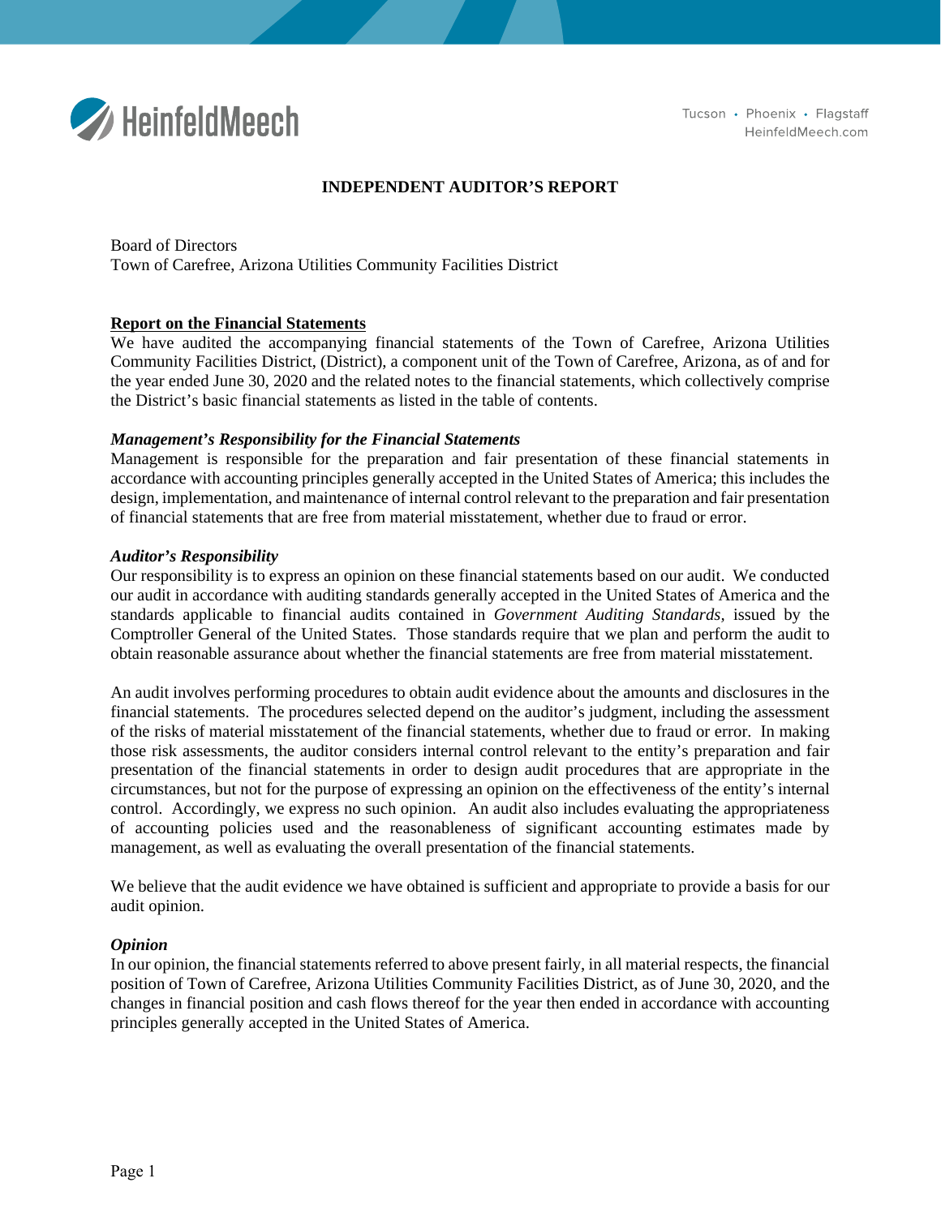# INDEPENDENT AUDITOR'S REPORT

Board of Directors
Town of Carefree, Arizona Utilities Community Facilities District

## Report on the Financial Statements

We have audited the accompanying financial statements of the Town of Carefree, Arizona Utilities Community Facilities District, (District), a component unit of the Town of Carefree, Arizona, as of and for the year ended June 30, 2020 and the related notes to the financial statements, which collectively comprise the District's basic financial statements as listed in the table of contents.

### *Management's Responsibility for the Financial Statements*

Management is responsible for the preparation and fair presentation of these financial statements in accordance with accounting principles generally accepted in the United States of America; this includes the design, implementation, and maintenance of internal control relevant to the preparation and fair presentation of financial statements that are free from material misstatement, whether due to fraud or error.

### *Auditor's Responsibility*

Our responsibility is to express an opinion on these financial statements based on our audit. We conducted our audit in accordance with auditing standards generally accepted in the United States of America and the standards applicable to financial audits contained in *Government Auditing Standards*, issued by the Comptroller General of the United States. Those standards require that we plan and perform the audit to obtain reasonable assurance about whether the financial statements are free from material misstatement.

An audit involves performing procedures to obtain audit evidence about the amounts and disclosures in the financial statements. The procedures selected depend on the auditor's judgment, including the assessment of the risks of material misstatement of the financial statements, whether due to fraud or error. In making those risk assessments, the auditor considers internal control relevant to the entity's preparation and fair presentation of the financial statements in order to design audit procedures that are appropriate in the circumstances, but not for the purpose of expressing an opinion on the effectiveness of the entity's internal control. Accordingly, we express no such opinion. An audit also includes evaluating the appropriateness of accounting policies used and the reasonableness of significant accounting estimates made by management, as well as evaluating the overall presentation of the financial statements.

We believe that the audit evidence we have obtained is sufficient and appropriate to provide a basis for our audit opinion.

### *Opinion*

In our opinion, the financial statements referred to above present fairly, in all material respects, the financial position of Town of Carefree, Arizona Utilities Community Facilities District, as of June 30, 2020, and the changes in financial position and cash flows thereof for the year then ended in accordance with accounting principles generally accepted in the United States of America.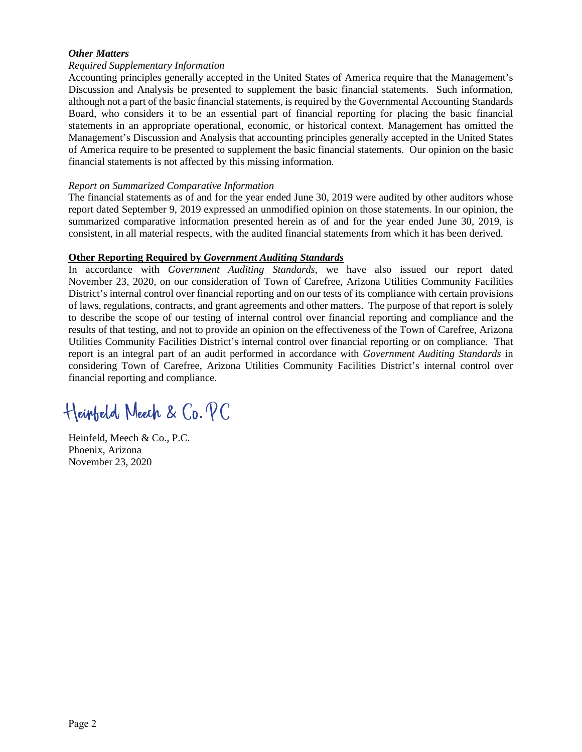***Other Matters***

*Required Supplementary Information*

Accounting principles generally accepted in the United States of America require that the Management's Discussion and Analysis be presented to supplement the basic financial statements. Such information, although not a part of the basic financial statements, is required by the Governmental Accounting Standards Board, who considers it to be an essential part of financial reporting for placing the basic financial statements in an appropriate operational, economic, or historical context. Management has omitted the Management's Discussion and Analysis that accounting principles generally accepted in the United States of America require to be presented to supplement the basic financial statements. Our opinion on the basic financial statements is not affected by this missing information.

*Report on Summarized Comparative Information*

The financial statements as of and for the year ended June 30, 2019 were audited by other auditors whose report dated September 9, 2019 expressed an unmodified opinion on those statements. In our opinion, the summarized comparative information presented herein as of and for the year ended June 30, 2019, is consistent, in all material respects, with the audited financial statements from which it has been derived.

**Other Reporting Required by *Government Auditing Standards***

In accordance with *Government Auditing Standards*, we have also issued our report dated November 23, 2020, on our consideration of Town of Carefree, Arizona Utilities Community Facilities District's internal control over financial reporting and on our tests of its compliance with certain provisions of laws, regulations, contracts, and grant agreements and other matters. The purpose of that report is solely to describe the scope of our testing of internal control over financial reporting and compliance and the results of that testing, and not to provide an opinion on the effectiveness of the Town of Carefree, Arizona Utilities Community Facilities District's internal control over financial reporting or on compliance. That report is an integral part of an audit performed in accordance with *Government Auditing Standards* in considering Town of Carefree, Arizona Utilities Community Facilities District's internal control over financial reporting and compliance.

Heinfeld Meech & Co. PC

Heinfeld, Meech & Co., P.C.
Phoenix, Arizona
November 23, 2020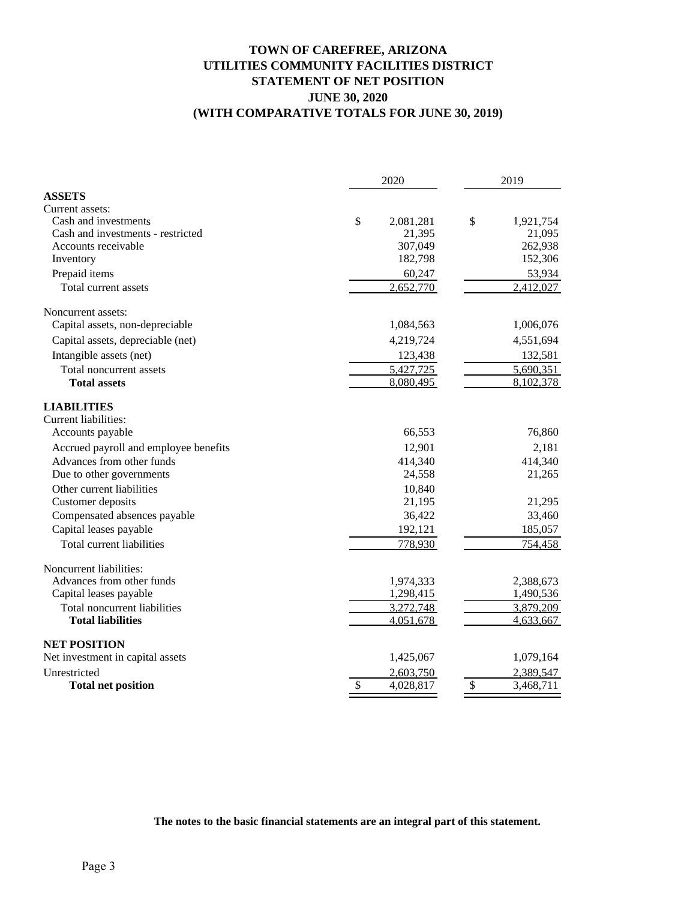# TOWN OF CAREFREE, ARIZONA
## UTILITIES COMMUNITY FACILITIES DISTRICT
## STATEMENT OF NET POSITION
## JUNE 30, 2020
## (WITH COMPARATIVE TOTALS FOR JUNE 30, 2019)

| | 2020 | 2019 |
|---|---|---|
| **ASSETS** | | |
| Current assets: | | |
| Cash and investments | $ 2,081,281 | $ 1,921,754 |
| Cash and investments - restricted | 21,395 | 21,095 |
| Accounts receivable | 307,049 | 262,938 |
| Inventory | 182,798 | 152,306 |
| Prepaid items | 60,247 | 53,934 |
| Total current assets | 2,652,770 | 2,412,027 |
| Noncurrent assets: | | |
| Capital assets, non-depreciable | 1,084,563 | 1,006,076 |
| Capital assets, depreciable (net) | 4,219,724 | 4,551,694 |
| Intangible assets (net) | 123,438 | 132,581 |
| Total noncurrent assets | 5,427,725 | 5,690,351 |
| **Total assets** | 8,080,495 | 8,102,378 |
| **LIABILITIES** | | |
| Current liabilities: | | |
| Accounts payable | 66,553 | 76,860 |
| Accrued payroll and employee benefits | 12,901 | 2,181 |
| Advances from other funds | 414,340 | 414,340 |
| Due to other governments | 24,558 | 21,265 |
| Other current liabilities | 10,840 | |
| Customer deposits | 21,195 | 21,295 |
| Compensated absences payable | 36,422 | 33,460 |
| Capital leases payable | 192,121 | 185,057 |
| Total current liabilities | 778,930 | 754,458 |
| Noncurrent liabilities: | | |
| Advances from other funds | 1,974,333 | 2,388,673 |
| Capital leases payable | 1,298,415 | 1,490,536 |
| Total noncurrent liabilities | 3,272,748 | 3,879,209 |
| **Total liabilities** | 4,051,678 | 4,633,667 |
| **NET POSITION** | | |
| Net investment in capital assets | 1,425,067 | 1,079,164 |
| Unrestricted | 2,603,750 | 2,389,547 |
| **Total net position** | $ 4,028,817 | $ 3,468,711 |

**The notes to the basic financial statements are an integral part of this statement.**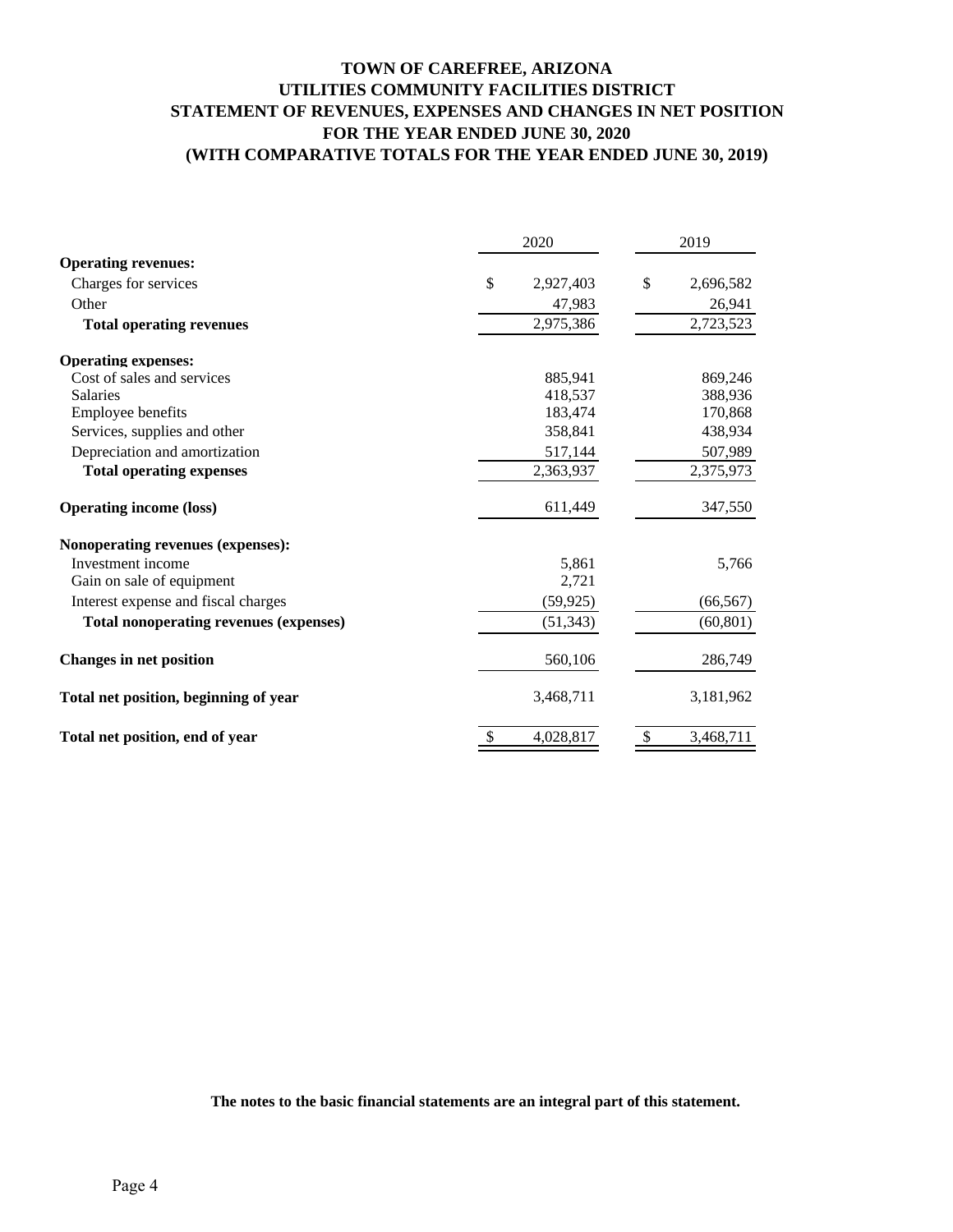# TOWN OF CAREFREE, ARIZONA
## UTILITIES COMMUNITY FACILITIES DISTRICT
## STATEMENT OF REVENUES, EXPENSES AND CHANGES IN NET POSITION
## FOR THE YEAR ENDED JUNE 30, 2020
## (WITH COMPARATIVE TOTALS FOR THE YEAR ENDED JUNE 30, 2019)

| | 2020 | 2019 |
|---|---|---|
| **Operating revenues:** | | |
| Charges for services | $ 2,927,403 | $ 2,696,582 |
| Other | 47,983 | 26,941 |
| **Total operating revenues** | 2,975,386 | 2,723,523 |
| **Operating expenses:** | | |
| Cost of sales and services | 885,941 | 869,246 |
| Salaries | 418,537 | 388,936 |
| Employee benefits | 183,474 | 170,868 |
| Services, supplies and other | 358,841 | 438,934 |
| Depreciation and amortization | 517,144 | 507,989 |
| **Total operating expenses** | 2,363,937 | 2,375,973 |
| **Operating income (loss)** | 611,449 | 347,550 |
| **Nonoperating revenues (expenses):** | | |
| Investment income | 5,861 | 5,766 |
| Gain on sale of equipment | 2,721 | |
| Interest expense and fiscal charges | (59,925) | (66,567) |
| **Total nonoperating revenues (expenses)** | (51,343) | (60,801) |
| **Changes in net position** | 560,106 | 286,749 |
| **Total net position, beginning of year** | 3,468,711 | 3,181,962 |
| **Total net position, end of year** | $ 4,028,817 | $ 3,468,711 |

**The notes to the basic financial statements are an integral part of this statement.**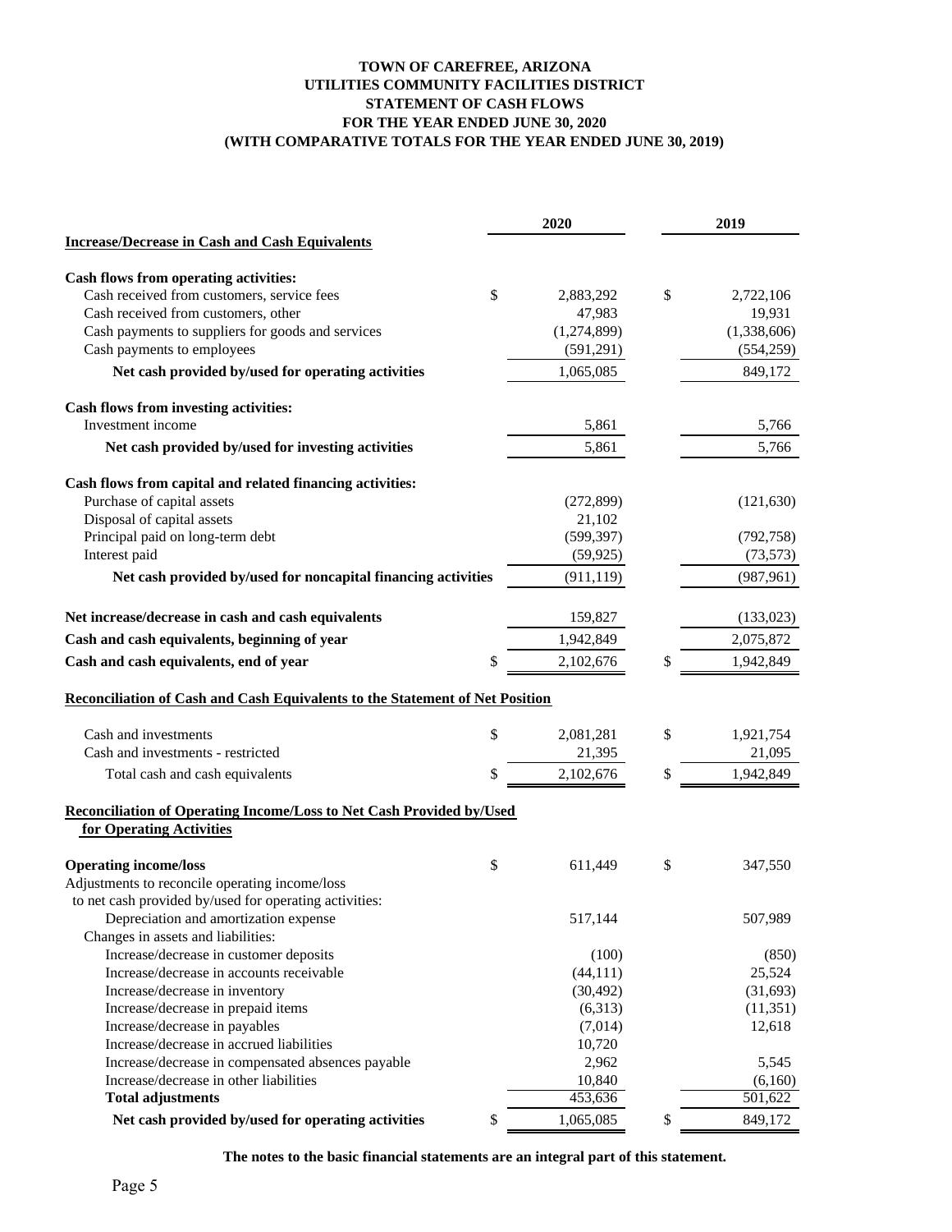# TOWN OF CAREFREE, ARIZONA
## UTILITIES COMMUNITY FACILITIES DISTRICT
## STATEMENT OF CASH FLOWS
## FOR THE YEAR ENDED JUNE 30, 2020
## (WITH COMPARATIVE TOTALS FOR THE YEAR ENDED JUNE 30, 2019)

| | 2020 | 2019 |
|---|---|---|
| **Increase/Decrease in Cash and Cash Equivalents** | | |
| **Cash flows from operating activities:** | | |
| Cash received from customers, service fees | $ 2,883,292 | $ 2,722,106 |
| Cash received from customers, other | 47,983 | 19,931 |
| Cash payments to suppliers for goods and services | (1,274,899) | (1,338,606) |
| Cash payments to employees | (591,291) | (554,259) |
| **Net cash provided by/used for operating activities** | 1,065,085 | 849,172 |
| **Cash flows from investing activities:** | | |
| Investment income | 5,861 | 5,766 |
| **Net cash provided by/used for investing activities** | 5,861 | 5,766 |
| **Cash flows from capital and related financing activities:** | | |
| Purchase of capital assets | (272,899) | (121,630) |
| Disposal of capital assets | 21,102 | |
| Principal paid on long-term debt | (599,397) | (792,758) |
| Interest paid | (59,925) | (73,573) |
| **Net cash provided by/used for noncapital financing activities** | (911,119) | (987,961) |
| **Net increase/decrease in cash and cash equivalents** | 159,827 | (133,023) |
| **Cash and cash equivalents, beginning of year** | 1,942,849 | 2,075,872 |
| **Cash and cash equivalents, end of year** | $ 2,102,676 | $ 1,942,849 |

**Reconciliation of Cash and Cash Equivalents to the Statement of Net Position**

| | 2020 | 2019 |
|---|---|---|
| Cash and investments | $ 2,081,281 | $ 1,921,754 |
| Cash and investments - restricted | 21,395 | 21,095 |
| Total cash and cash equivalents | $ 2,102,676 | $ 1,942,849 |

**Reconciliation of Operating Income/Loss to Net Cash Provided by/Used for Operating Activities**

| | 2020 | 2019 |
|---|---|---|
| **Operating income/loss** | $ 611,449 | $ 347,550 |
| Adjustments to reconcile operating income/loss to net cash provided by/used for operating activities: | | |
| Depreciation and amortization expense | 517,144 | 507,989 |
| Changes in assets and liabilities: | | |
| Increase/decrease in customer deposits | (100) | (850) |
| Increase/decrease in accounts receivable | (44,111) | 25,524 |
| Increase/decrease in inventory | (30,492) | (31,693) |
| Increase/decrease in prepaid items | (6,313) | (11,351) |
| Increase/decrease in payables | (7,014) | 12,618 |
| Increase/decrease in accrued liabilities | 10,720 | |
| Increase/decrease in compensated absences payable | 2,962 | 5,545 |
| Increase/decrease in other liabilities | 10,840 | (6,160) |
| **Total adjustments** | 453,636 | 501,622 |
| **Net cash provided by/used for operating activities** | $ 1,065,085 | $ 849,172 |

**The notes to the basic financial statements are an integral part of this statement.**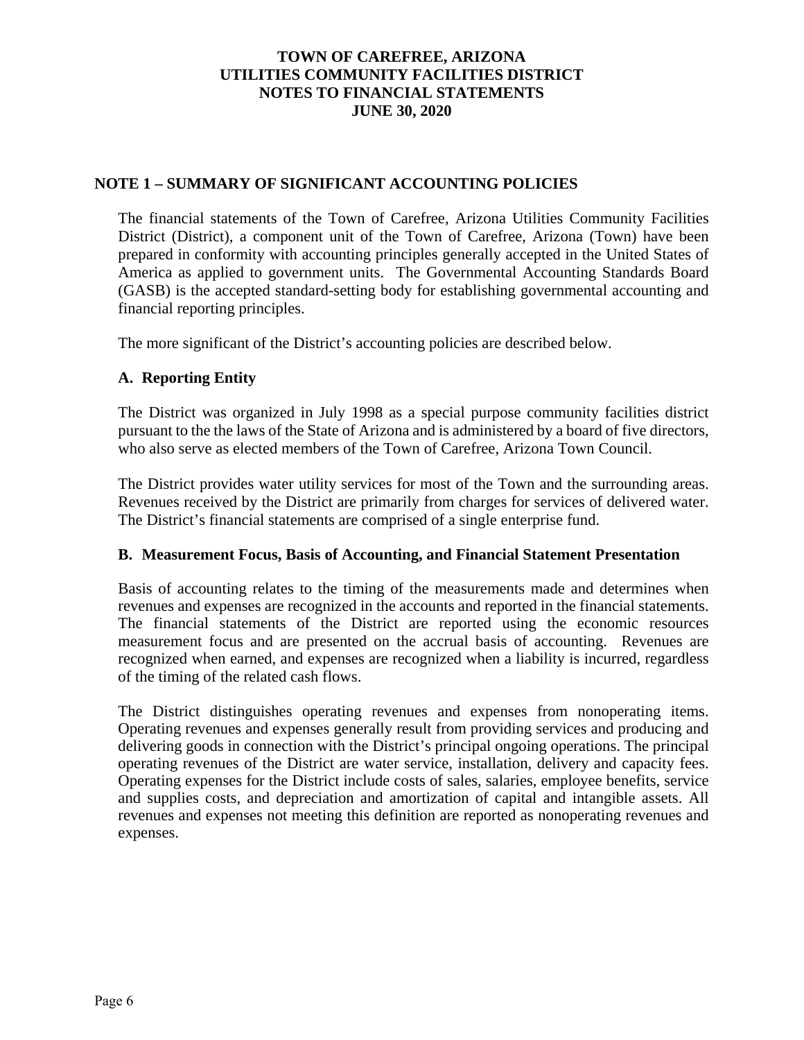**TOWN OF CAREFREE, ARIZONA**
**UTILITIES COMMUNITY FACILITIES DISTRICT**
**NOTES TO FINANCIAL STATEMENTS**
**JUNE 30, 2020**

## NOTE 1 – SUMMARY OF SIGNIFICANT ACCOUNTING POLICIES

The financial statements of the Town of Carefree, Arizona Utilities Community Facilities District (District), a component unit of the Town of Carefree, Arizona (Town) have been prepared in conformity with accounting principles generally accepted in the United States of America as applied to government units. The Governmental Accounting Standards Board (GASB) is the accepted standard-setting body for establishing governmental accounting and financial reporting principles.

The more significant of the District's accounting policies are described below.

### A. Reporting Entity

The District was organized in July 1998 as a special purpose community facilities district pursuant to the the laws of the State of Arizona and is administered by a board of five directors, who also serve as elected members of the Town of Carefree, Arizona Town Council.

The District provides water utility services for most of the Town and the surrounding areas. Revenues received by the District are primarily from charges for services of delivered water. The District's financial statements are comprised of a single enterprise fund.

### B. Measurement Focus, Basis of Accounting, and Financial Statement Presentation

Basis of accounting relates to the timing of the measurements made and determines when revenues and expenses are recognized in the accounts and reported in the financial statements. The financial statements of the District are reported using the economic resources measurement focus and are presented on the accrual basis of accounting. Revenues are recognized when earned, and expenses are recognized when a liability is incurred, regardless of the timing of the related cash flows.

The District distinguishes operating revenues and expenses from nonoperating items. Operating revenues and expenses generally result from providing services and producing and delivering goods in connection with the District's principal ongoing operations. The principal operating revenues of the District are water service, installation, delivery and capacity fees. Operating expenses for the District include costs of sales, salaries, employee benefits, service and supplies costs, and depreciation and amortization of capital and intangible assets. All revenues and expenses not meeting this definition are reported as nonoperating revenues and expenses.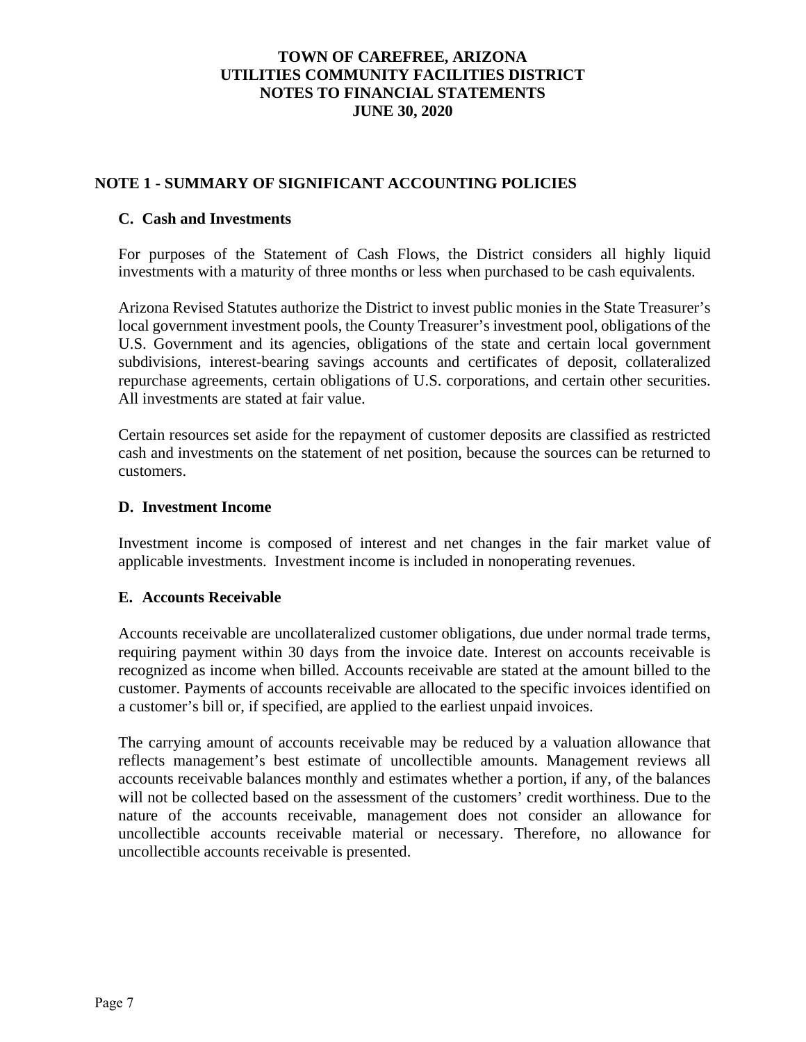# TOWN OF CAREFREE, ARIZONA
# UTILITIES COMMUNITY FACILITIES DISTRICT
# NOTES TO FINANCIAL STATEMENTS
# JUNE 30, 2020

## NOTE 1 - SUMMARY OF SIGNIFICANT ACCOUNTING POLICIES

### C. Cash and Investments

For purposes of the Statement of Cash Flows, the District considers all highly liquid investments with a maturity of three months or less when purchased to be cash equivalents.

Arizona Revised Statutes authorize the District to invest public monies in the State Treasurer's local government investment pools, the County Treasurer's investment pool, obligations of the U.S. Government and its agencies, obligations of the state and certain local government subdivisions, interest-bearing savings accounts and certificates of deposit, collateralized repurchase agreements, certain obligations of U.S. corporations, and certain other securities. All investments are stated at fair value.

Certain resources set aside for the repayment of customer deposits are classified as restricted cash and investments on the statement of net position, because the sources can be returned to customers.

### D. Investment Income

Investment income is composed of interest and net changes in the fair market value of applicable investments. Investment income is included in nonoperating revenues.

### E. Accounts Receivable

Accounts receivable are uncollateralized customer obligations, due under normal trade terms, requiring payment within 30 days from the invoice date. Interest on accounts receivable is recognized as income when billed. Accounts receivable are stated at the amount billed to the customer. Payments of accounts receivable are allocated to the specific invoices identified on a customer's bill or, if specified, are applied to the earliest unpaid invoices.

The carrying amount of accounts receivable may be reduced by a valuation allowance that reflects management's best estimate of uncollectible amounts. Management reviews all accounts receivable balances monthly and estimates whether a portion, if any, of the balances will not be collected based on the assessment of the customers' credit worthiness. Due to the nature of the accounts receivable, management does not consider an allowance for uncollectible accounts receivable material or necessary. Therefore, no allowance for uncollectible accounts receivable is presented.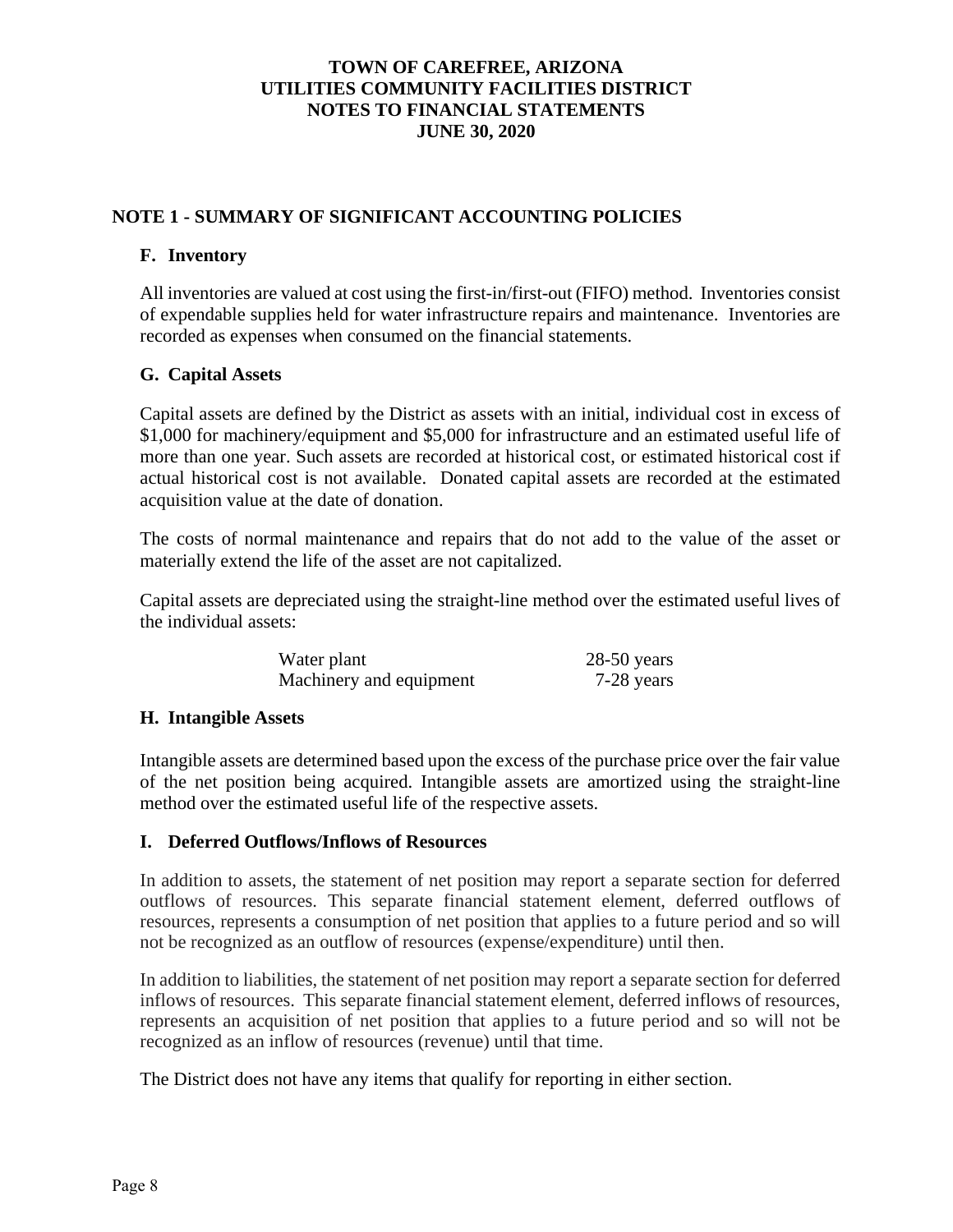# TOWN OF CAREFREE, ARIZONA
# UTILITIES COMMUNITY FACILITIES DISTRICT
# NOTES TO FINANCIAL STATEMENTS
# JUNE 30, 2020

## NOTE 1 - SUMMARY OF SIGNIFICANT ACCOUNTING POLICIES

### F. Inventory

All inventories are valued at cost using the first-in/first-out (FIFO) method. Inventories consist of expendable supplies held for water infrastructure repairs and maintenance. Inventories are recorded as expenses when consumed on the financial statements.

### G. Capital Assets

Capital assets are defined by the District as assets with an initial, individual cost in excess of \$1,000 for machinery/equipment and \$5,000 for infrastructure and an estimated useful life of more than one year. Such assets are recorded at historical cost, or estimated historical cost if actual historical cost is not available. Donated capital assets are recorded at the estimated acquisition value at the date of donation.

The costs of normal maintenance and repairs that do not add to the value of the asset or materially extend the life of the asset are not capitalized.

Capital assets are depreciated using the straight-line method over the estimated useful lives of the individual assets:

| | |
|---|---|
| Water plant | 28-50 years |
| Machinery and equipment | 7-28 years |

### H. Intangible Assets

Intangible assets are determined based upon the excess of the purchase price over the fair value of the net position being acquired. Intangible assets are amortized using the straight-line method over the estimated useful life of the respective assets.

### I. Deferred Outflows/Inflows of Resources

In addition to assets, the statement of net position may report a separate section for deferred outflows of resources. This separate financial statement element, deferred outflows of resources, represents a consumption of net position that applies to a future period and so will not be recognized as an outflow of resources (expense/expenditure) until then.

In addition to liabilities, the statement of net position may report a separate section for deferred inflows of resources. This separate financial statement element, deferred inflows of resources, represents an acquisition of net position that applies to a future period and so will not be recognized as an inflow of resources (revenue) until that time.

The District does not have any items that qualify for reporting in either section.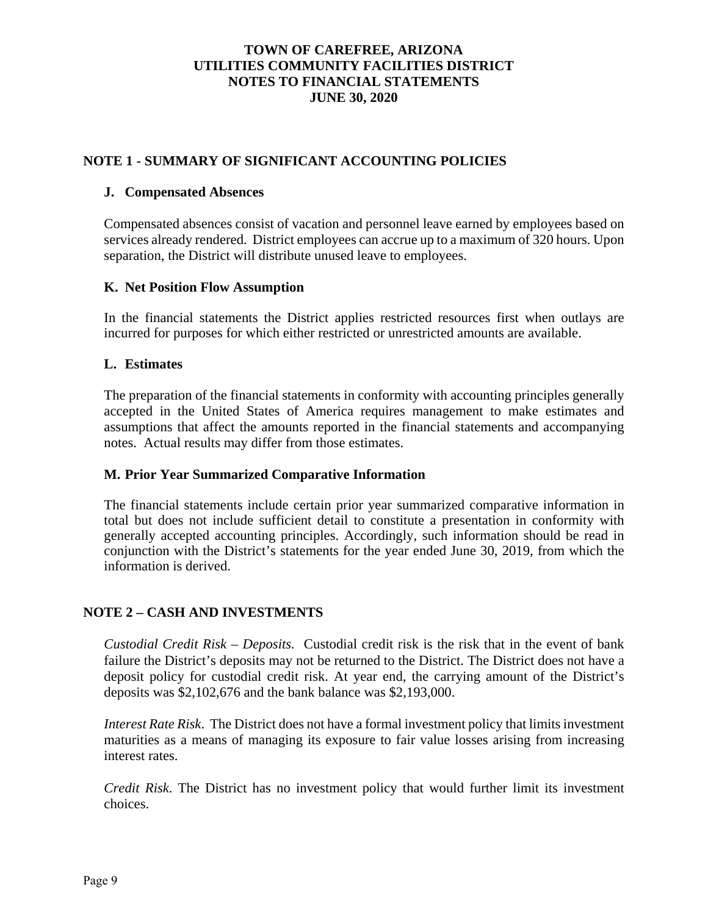# TOWN OF CAREFREE, ARIZONA
# UTILITIES COMMUNITY FACILITIES DISTRICT
# NOTES TO FINANCIAL STATEMENTS
# JUNE 30, 2020

## NOTE 1 - SUMMARY OF SIGNIFICANT ACCOUNTING POLICIES

### J. Compensated Absences

Compensated absences consist of vacation and personnel leave earned by employees based on services already rendered. District employees can accrue up to a maximum of 320 hours. Upon separation, the District will distribute unused leave to employees.

### K. Net Position Flow Assumption

In the financial statements the District applies restricted resources first when outlays are incurred for purposes for which either restricted or unrestricted amounts are available.

### L. Estimates

The preparation of the financial statements in conformity with accounting principles generally accepted in the United States of America requires management to make estimates and assumptions that affect the amounts reported in the financial statements and accompanying notes. Actual results may differ from those estimates.

### M. Prior Year Summarized Comparative Information

The financial statements include certain prior year summarized comparative information in total but does not include sufficient detail to constitute a presentation in conformity with generally accepted accounting principles. Accordingly, such information should be read in conjunction with the District's statements for the year ended June 30, 2019, from which the information is derived.

## NOTE 2 – CASH AND INVESTMENTS

*Custodial Credit Risk – Deposits.* Custodial credit risk is the risk that in the event of bank failure the District's deposits may not be returned to the District. The District does not have a deposit policy for custodial credit risk. At year end, the carrying amount of the District's deposits was $2,102,676 and the bank balance was $2,193,000.

*Interest Rate Risk*. The District does not have a formal investment policy that limits investment maturities as a means of managing its exposure to fair value losses arising from increasing interest rates.

*Credit Risk*. The District has no investment policy that would further limit its investment choices.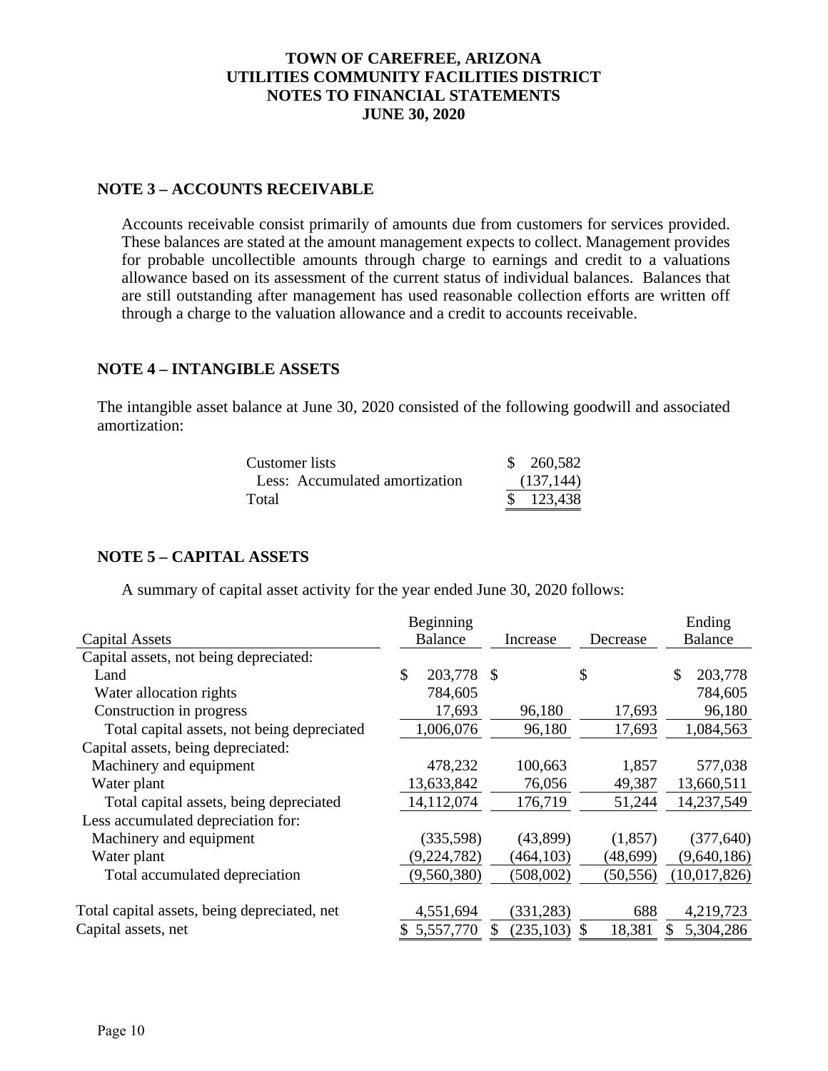# TOWN OF CAREFREE, ARIZONA
# UTILITIES COMMUNITY FACILITIES DISTRICT
# NOTES TO FINANCIAL STATEMENTS
# JUNE 30, 2020

## NOTE 3 – ACCOUNTS RECEIVABLE

Accounts receivable consist primarily of amounts due from customers for services provided. These balances are stated at the amount management expects to collect. Management provides for probable uncollectible amounts through charge to earnings and credit to a valuations allowance based on its assessment of the current status of individual balances. Balances that are still outstanding after management has used reasonable collection efforts are written off through a charge to the valuation allowance and a credit to accounts receivable.

## NOTE 4 – INTANGIBLE ASSETS

The intangible asset balance at June 30, 2020 consisted of the following goodwill and associated amortization:

| | |
|---|---|
| Customer lists | $ 260,582 |
| Less: Accumulated amortization | (137,144) |
| Total | $ 123,438 |

## NOTE 5 – CAPITAL ASSETS

A summary of capital asset activity for the year ended June 30, 2020 follows:

| Capital Assets | Beginning Balance | Increase | Decrease | Ending Balance |
|---|---|---|---|---|
| Capital assets, not being depreciated: | | | | |
| Land | $ 203,778 | $ | $ | $ 203,778 |
| Water allocation rights | 784,605 | | | 784,605 |
| Construction in progress | 17,693 | 96,180 | 17,693 | 96,180 |
| Total capital assets, not being depreciated | 1,006,076 | 96,180 | 17,693 | 1,084,563 |
| Capital assets, being depreciated: | | | | |
| Machinery and equipment | 478,232 | 100,663 | 1,857 | 577,038 |
| Water plant | 13,633,842 | 76,056 | 49,387 | 13,660,511 |
| Total capital assets, being depreciated | 14,112,074 | 176,719 | 51,244 | 14,237,549 |
| Less accumulated depreciation for: | | | | |
| Machinery and equipment | (335,598) | (43,899) | (1,857) | (377,640) |
| Water plant | (9,224,782) | (464,103) | (48,699) | (9,640,186) |
| Total accumulated depreciation | (9,560,380) | (508,002) | (50,556) | (10,017,826) |
| Total capital assets, being depreciated, net | 4,551,694 | (331,283) | 688 | 4,219,723 |
| Capital assets, net | $ 5,557,770 | $ (235,103) | $ 18,381 | $ 5,304,286 |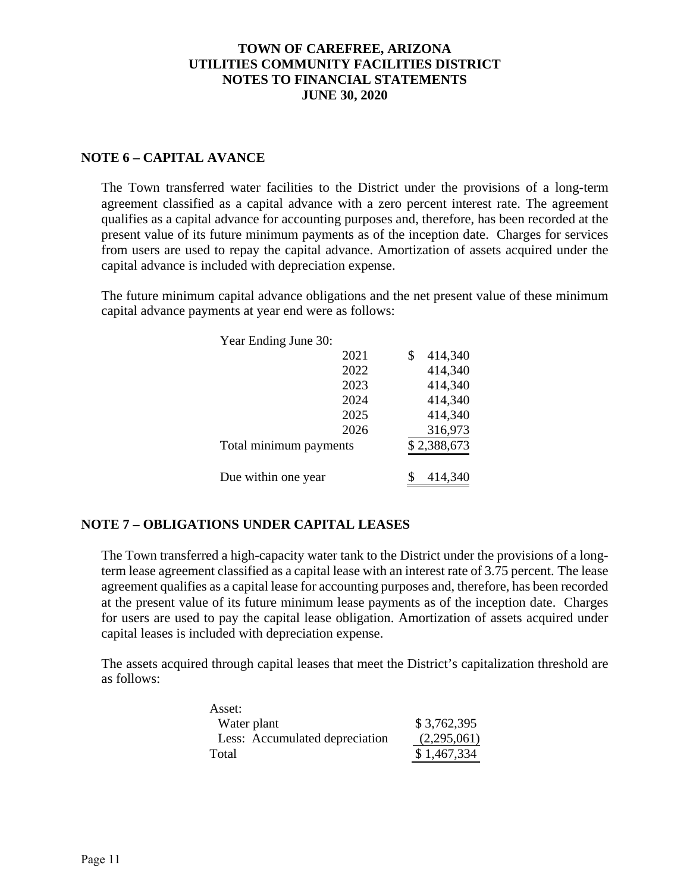# TOWN OF CAREFREE, ARIZONA
# UTILITIES COMMUNITY FACILITIES DISTRICT
# NOTES TO FINANCIAL STATEMENTS
# JUNE 30, 2020

## NOTE 6 – CAPITAL AVANCE

The Town transferred water facilities to the District under the provisions of a long-term agreement classified as a capital advance with a zero percent interest rate. The agreement qualifies as a capital advance for accounting purposes and, therefore, has been recorded at the present value of its future minimum payments as of the inception date. Charges for services from users are used to repay the capital advance. Amortization of assets acquired under the capital advance is included with depreciation expense.

The future minimum capital advance obligations and the net present value of these minimum capital advance payments at year end were as follows:

| Year Ending June 30: | |
|---|---|
| 2021 | $ 414,340 |
| 2022 | 414,340 |
| 2023 | 414,340 |
| 2024 | 414,340 |
| 2025 | 414,340 |
| 2026 | 316,973 |
| Total minimum payments | $ 2,388,673 |
| Due within one year | $ 414,340 |

## NOTE 7 – OBLIGATIONS UNDER CAPITAL LEASES

The Town transferred a high-capacity water tank to the District under the provisions of a long-term lease agreement classified as a capital lease with an interest rate of 3.75 percent. The lease agreement qualifies as a capital lease for accounting purposes and, therefore, has been recorded at the present value of its future minimum lease payments as of the inception date. Charges for users are used to pay the capital lease obligation. Amortization of assets acquired under capital leases is included with depreciation expense.

The assets acquired through capital leases that meet the District's capitalization threshold are as follows:

| Asset: | |
|---|---|
| Water plant | $ 3,762,395 |
| Less: Accumulated depreciation | (2,295,061) |
| Total | $ 1,467,334 |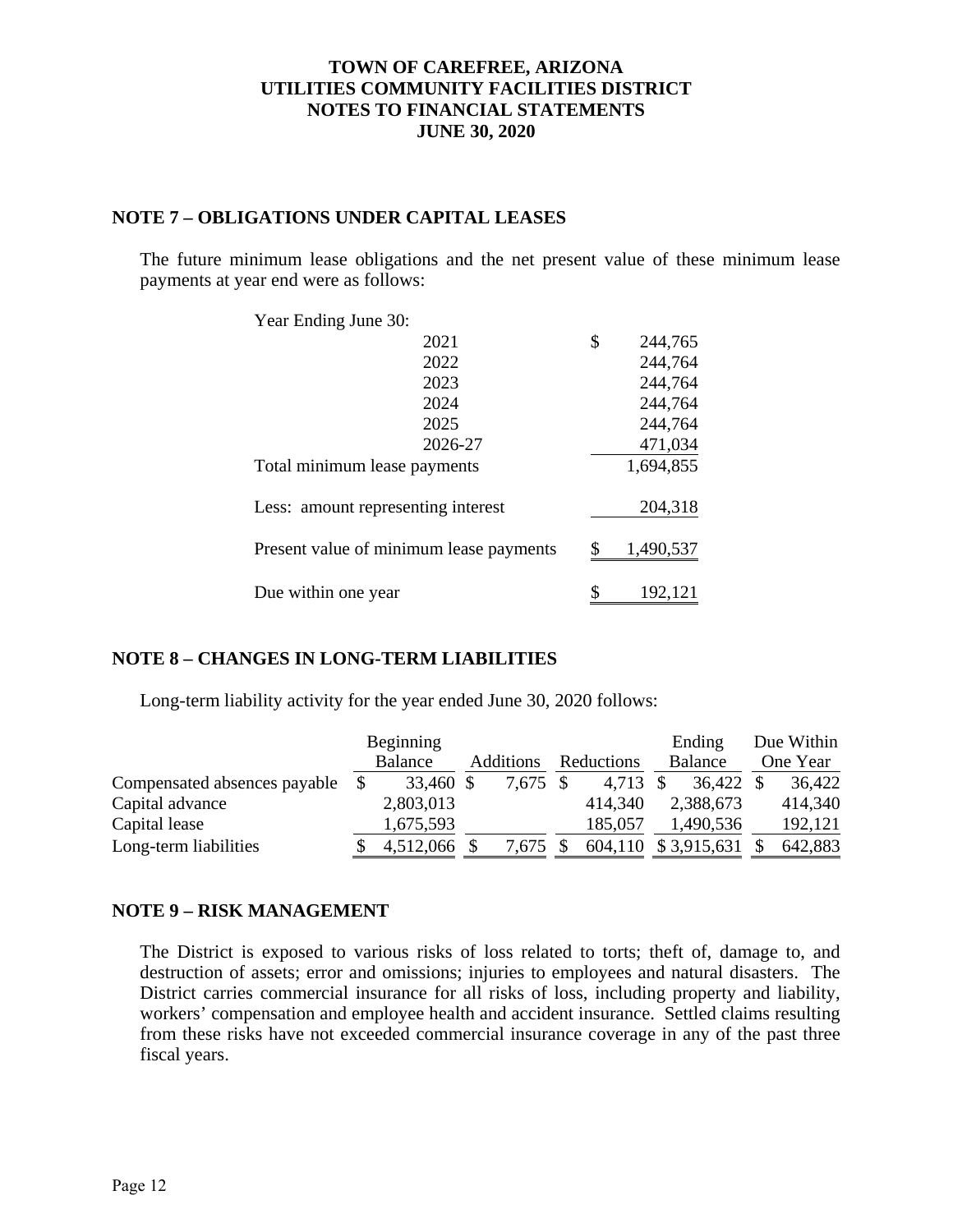# TOWN OF CAREFREE, ARIZONA
# UTILITIES COMMUNITY FACILITIES DISTRICT
# NOTES TO FINANCIAL STATEMENTS
# JUNE 30, 2020

## NOTE 7 – OBLIGATIONS UNDER CAPITAL LEASES

The future minimum lease obligations and the net present value of these minimum lease payments at year end were as follows:

| Year Ending June 30: | |
|---|---|
| 2021 | $ 244,765 |
| 2022 | 244,764 |
| 2023 | 244,764 |
| 2024 | 244,764 |
| 2025 | 244,764 |
| 2026-27 | 471,034 |
| Total minimum lease payments | 1,694,855 |
| Less: amount representing interest | 204,318 |
| Present value of minimum lease payments | $ 1,490,537 |
| Due within one year | $ 192,121 |

## NOTE 8 – CHANGES IN LONG-TERM LIABILITIES

Long-term liability activity for the year ended June 30, 2020 follows:

| | Beginning Balance | Additions | Reductions | Ending Balance | Due Within One Year |
|---|---|---|---|---|---|
| Compensated absences payable | $ 33,460 | $ 7,675 | $ 4,713 | $ 36,422 | $ 36,422 |
| Capital advance | 2,803,013 | | 414,340 | 2,388,673 | 414,340 |
| Capital lease | 1,675,593 | | 185,057 | 1,490,536 | 192,121 |
| Long-term liabilities | $ 4,512,066 | $ 7,675 | $ 604,110 | $ 3,915,631 | $ 642,883 |

## NOTE 9 – RISK MANAGEMENT

The District is exposed to various risks of loss related to torts; theft of, damage to, and destruction of assets; error and omissions; injuries to employees and natural disasters. The District carries commercial insurance for all risks of loss, including property and liability, workers' compensation and employee health and accident insurance. Settled claims resulting from these risks have not exceeded commercial insurance coverage in any of the past three fiscal years.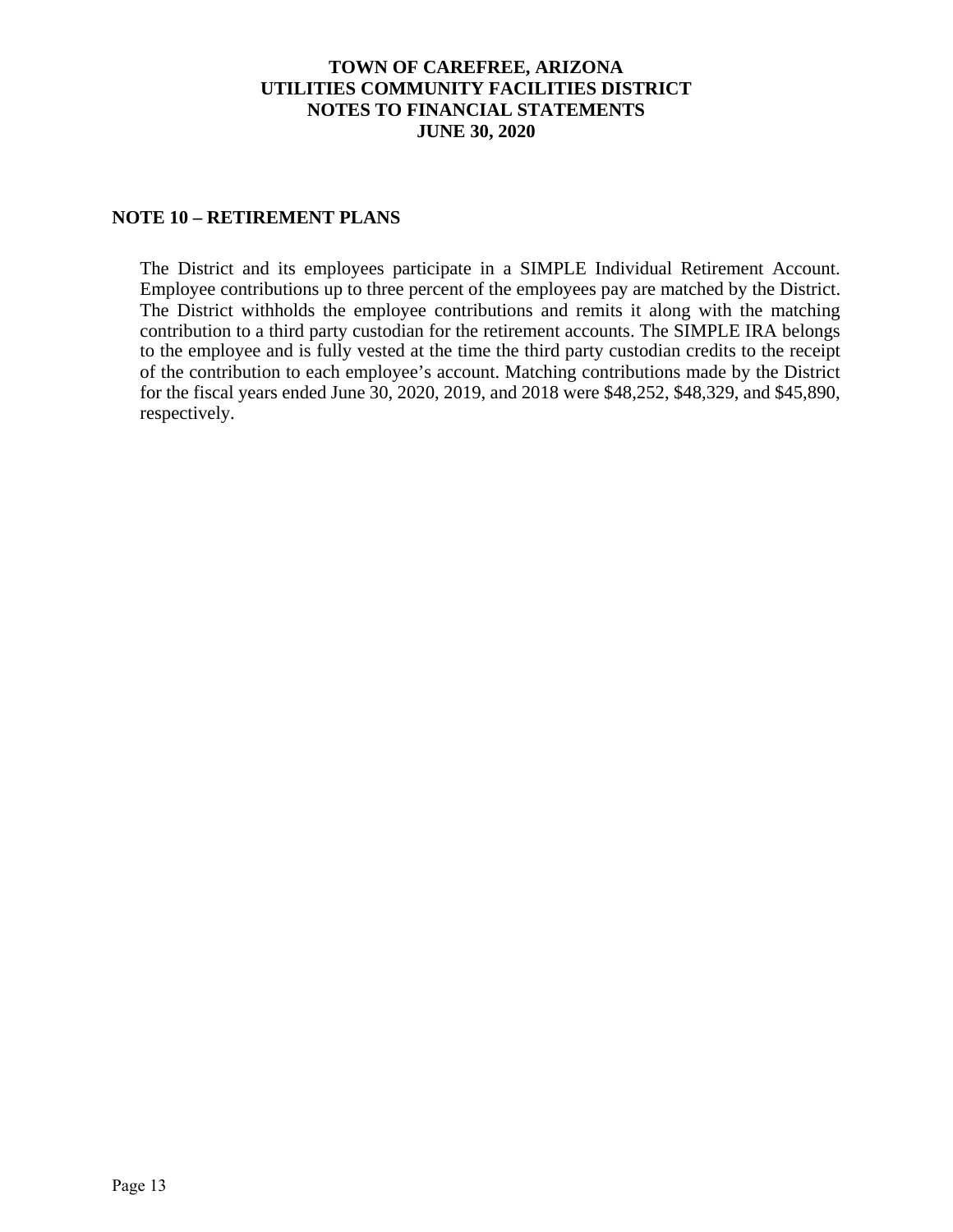# TOWN OF CAREFREE, ARIZONA
# UTILITIES COMMUNITY FACILITIES DISTRICT
# NOTES TO FINANCIAL STATEMENTS
# JUNE 30, 2020

## NOTE 10 – RETIREMENT PLANS

The District and its employees participate in a SIMPLE Individual Retirement Account. Employee contributions up to three percent of the employees pay are matched by the District. The District withholds the employee contributions and remits it along with the matching contribution to a third party custodian for the retirement accounts. The SIMPLE IRA belongs to the employee and is fully vested at the time the third party custodian credits to the receipt of the contribution to each employee's account. Matching contributions made by the District for the fiscal years ended June 30, 2020, 2019, and 2018 were $48,252, $48,329, and $45,890, respectively.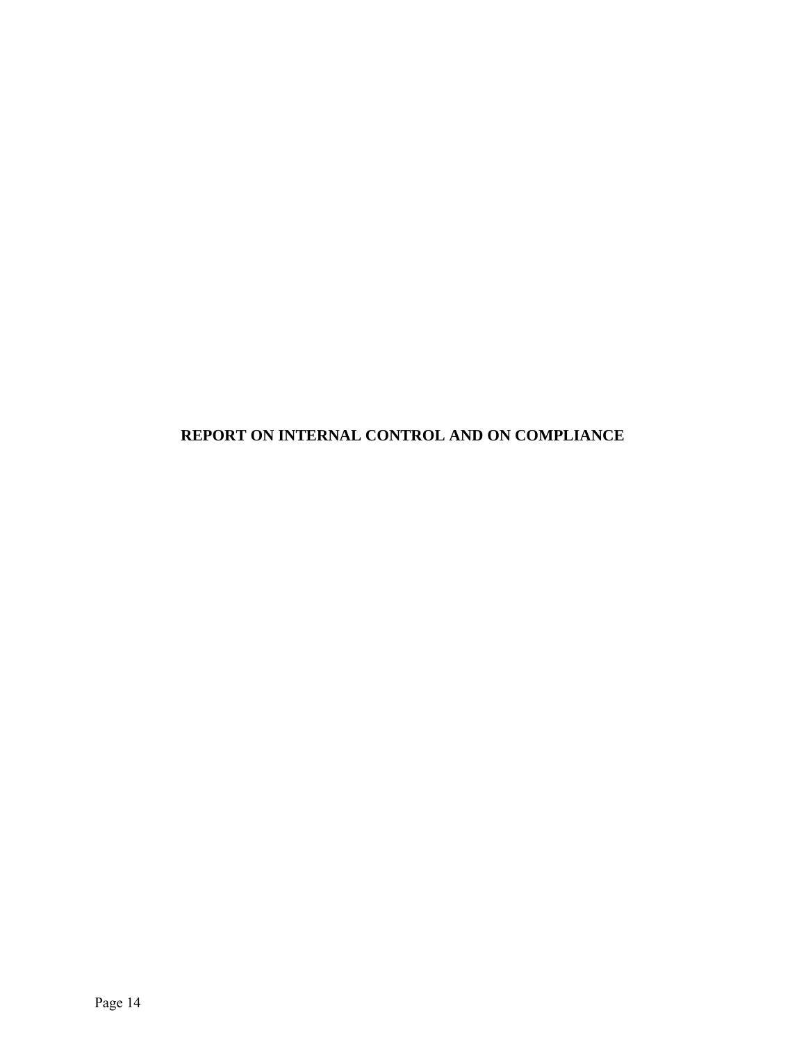# REPORT ON INTERNAL CONTROL AND ON COMPLIANCE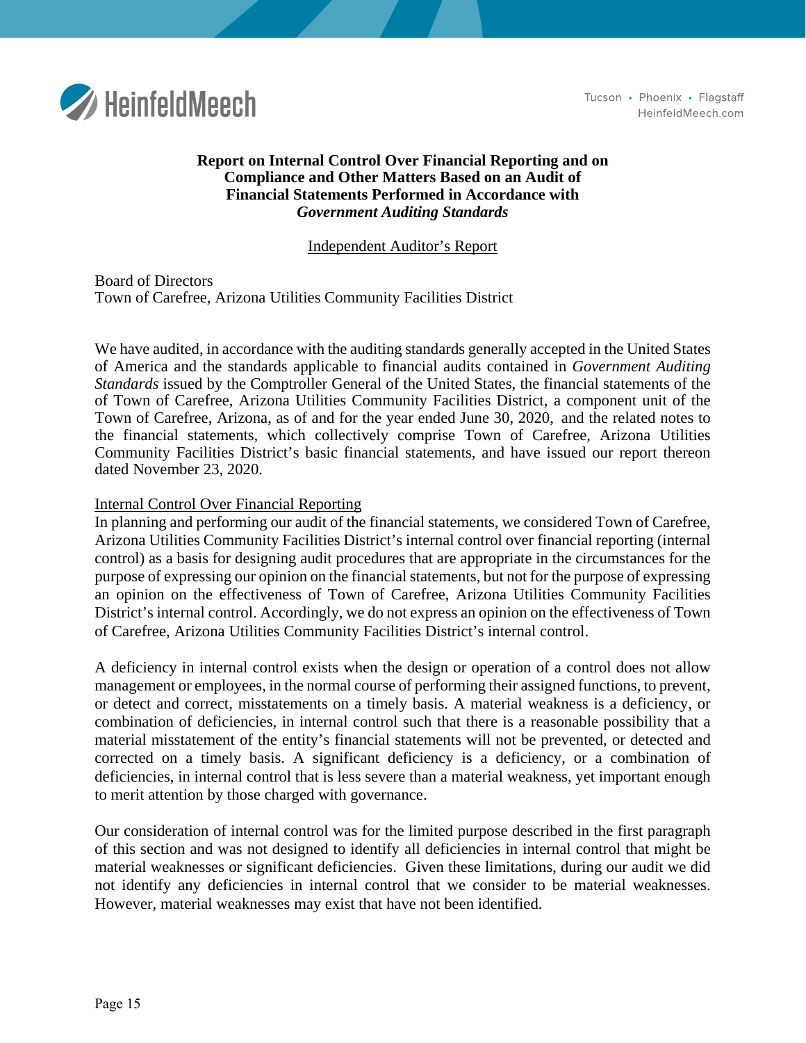HeinfeldMeech

Tucson • Phoenix • Flagstaff
HeinfeldMeech.com

**Report on Internal Control Over Financial Reporting and on Compliance and Other Matters Based on an Audit of Financial Statements Performed in Accordance with *Government Auditing Standards***

Independent Auditor's Report

Board of Directors
Town of Carefree, Arizona Utilities Community Facilities District

We have audited, in accordance with the auditing standards generally accepted in the United States of America and the standards applicable to financial audits contained in *Government Auditing Standards* issued by the Comptroller General of the United States, the financial statements of the of Town of Carefree, Arizona Utilities Community Facilities District, a component unit of the Town of Carefree, Arizona, as of and for the year ended June 30, 2020, and the related notes to the financial statements, which collectively comprise Town of Carefree, Arizona Utilities Community Facilities District's basic financial statements, and have issued our report thereon dated November 23, 2020.

Internal Control Over Financial Reporting

In planning and performing our audit of the financial statements, we considered Town of Carefree, Arizona Utilities Community Facilities District's internal control over financial reporting (internal control) as a basis for designing audit procedures that are appropriate in the circumstances for the purpose of expressing our opinion on the financial statements, but not for the purpose of expressing an opinion on the effectiveness of Town of Carefree, Arizona Utilities Community Facilities District's internal control. Accordingly, we do not express an opinion on the effectiveness of Town of Carefree, Arizona Utilities Community Facilities District's internal control.

A deficiency in internal control exists when the design or operation of a control does not allow management or employees, in the normal course of performing their assigned functions, to prevent, or detect and correct, misstatements on a timely basis. A material weakness is a deficiency, or combination of deficiencies, in internal control such that there is a reasonable possibility that a material misstatement of the entity's financial statements will not be prevented, or detected and corrected on a timely basis. A significant deficiency is a deficiency, or a combination of deficiencies, in internal control that is less severe than a material weakness, yet important enough to merit attention by those charged with governance.

Our consideration of internal control was for the limited purpose described in the first paragraph of this section and was not designed to identify all deficiencies in internal control that might be material weaknesses or significant deficiencies. Given these limitations, during our audit we did not identify any deficiencies in internal control that we consider to be material weaknesses. However, material weaknesses may exist that have not been identified.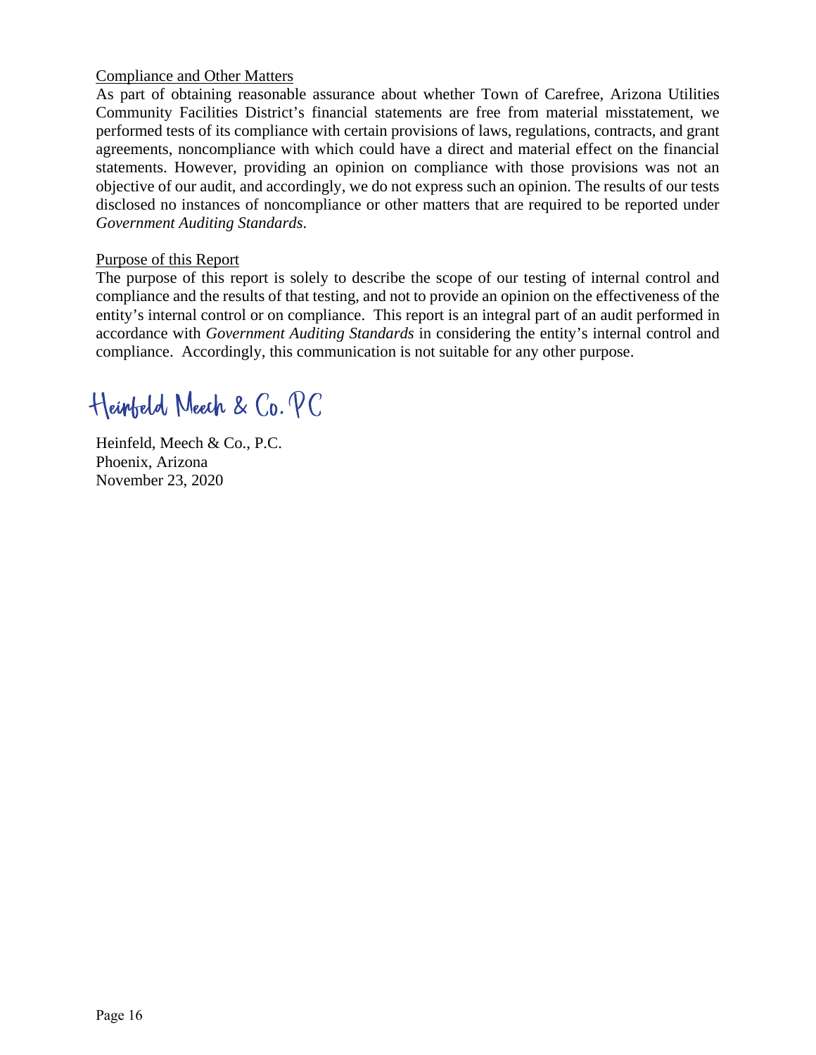Compliance and Other Matters

As part of obtaining reasonable assurance about whether Town of Carefree, Arizona Utilities Community Facilities District's financial statements are free from material misstatement, we performed tests of its compliance with certain provisions of laws, regulations, contracts, and grant agreements, noncompliance with which could have a direct and material effect on the financial statements. However, providing an opinion on compliance with those provisions was not an objective of our audit, and accordingly, we do not express such an opinion. The results of our tests disclosed no instances of noncompliance or other matters that are required to be reported under *Government Auditing Standards*.

Purpose of this Report

The purpose of this report is solely to describe the scope of our testing of internal control and compliance and the results of that testing, and not to provide an opinion on the effectiveness of the entity's internal control or on compliance. This report is an integral part of an audit performed in accordance with *Government Auditing Standards* in considering the entity's internal control and compliance. Accordingly, this communication is not suitable for any other purpose.

Heinfeld Meech & Co. PC

Heinfeld, Meech & Co., P.C.
Phoenix, Arizona
November 23, 2020